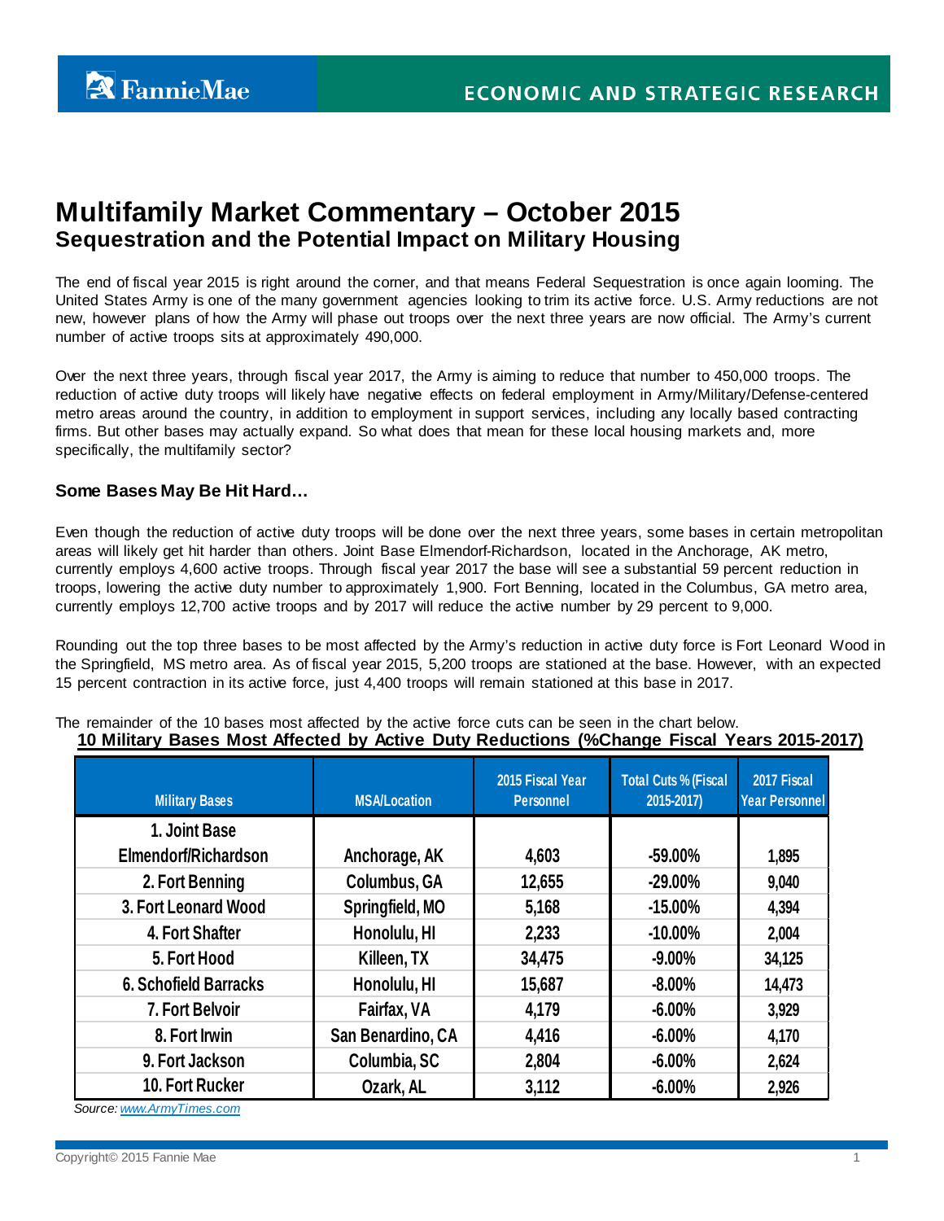FannieMae — ECONOMIC AND STRATEGIC RESEARCH

# Multifamily Market Commentary – October 2015

## Sequestration and the Potential Impact on Military Housing

The end of fiscal year 2015 is right around the corner, and that means Federal Sequestration is once again looming. The United States Army is one of the many government agencies looking to trim its active force. U.S. Army reductions are not new, however plans of how the Army will phase out troops over the next three years are now official. The Army's current number of active troops sits at approximately 490,000.

Over the next three years, through fiscal year 2017, the Army is aiming to reduce that number to 450,000 troops. The reduction of active duty troops will likely have negative effects on federal employment in Army/Military/Defense-centered metro areas around the country, in addition to employment in support services, including any locally based contracting firms. But other bases may actually expand. So what does that mean for these local housing markets and, more specifically, the multifamily sector?

### Some Bases May Be Hit Hard…

Even though the reduction of active duty troops will be done over the next three years, some bases in certain metropolitan areas will likely get hit harder than others. Joint Base Elmendorf-Richardson, located in the Anchorage, AK metro, currently employs 4,600 active troops. Through fiscal year 2017 the base will see a substantial 59 percent reduction in troops, lowering the active duty number to approximately 1,900. Fort Benning, located in the Columbus, GA metro area, currently employs 12,700 active troops and by 2017 will reduce the active number by 29 percent to 9,000.

Rounding out the top three bases to be most affected by the Army's reduction in active duty force is Fort Leonard Wood in the Springfield, MS metro area. As of fiscal year 2015, 5,200 troops are stationed at the base. However, with an expected 15 percent contraction in its active force, just 4,400 troops will remain stationed at this base in 2017.

The remainder of the 10 bases most affected by the active force cuts can be seen in the chart below.

**10 Military Bases Most Affected by Active Duty Reductions (%Change Fiscal Years 2015-2017)**

| Military Bases | MSA/Location | 2015 Fiscal Year Personnel | Total Cuts % (Fiscal 2015-2017) | 2017 Fiscal Year Personnel |
|---|---|---|---|---|
| 1. Joint Base Elmendorf/Richardson | Anchorage, AK | 4,603 | -59.00% | 1,895 |
| 2. Fort Benning | Columbus, GA | 12,655 | -29.00% | 9,040 |
| 3. Fort Leonard Wood | Springfield, MO | 5,168 | -15.00% | 4,394 |
| 4. Fort Shafter | Honolulu, HI | 2,233 | -10.00% | 2,004 |
| 5. Fort Hood | Killeen, TX | 34,475 | -9.00% | 34,125 |
| 6. Schofield Barracks | Honolulu, HI | 15,687 | -8.00% | 14,473 |
| 7. Fort Belvoir | Fairfax, VA | 4,179 | -6.00% | 3,929 |
| 8. Fort Irwin | San Benardino, CA | 4,416 | -6.00% | 4,170 |
| 9. Fort Jackson | Columbia, SC | 2,804 | -6.00% | 2,624 |
| 10. Fort Rucker | Ozark, AL | 3,112 | -6.00% | 2,926 |

*Source: www.ArmyTimes.com*

Copyright© 2015 Fannie Mae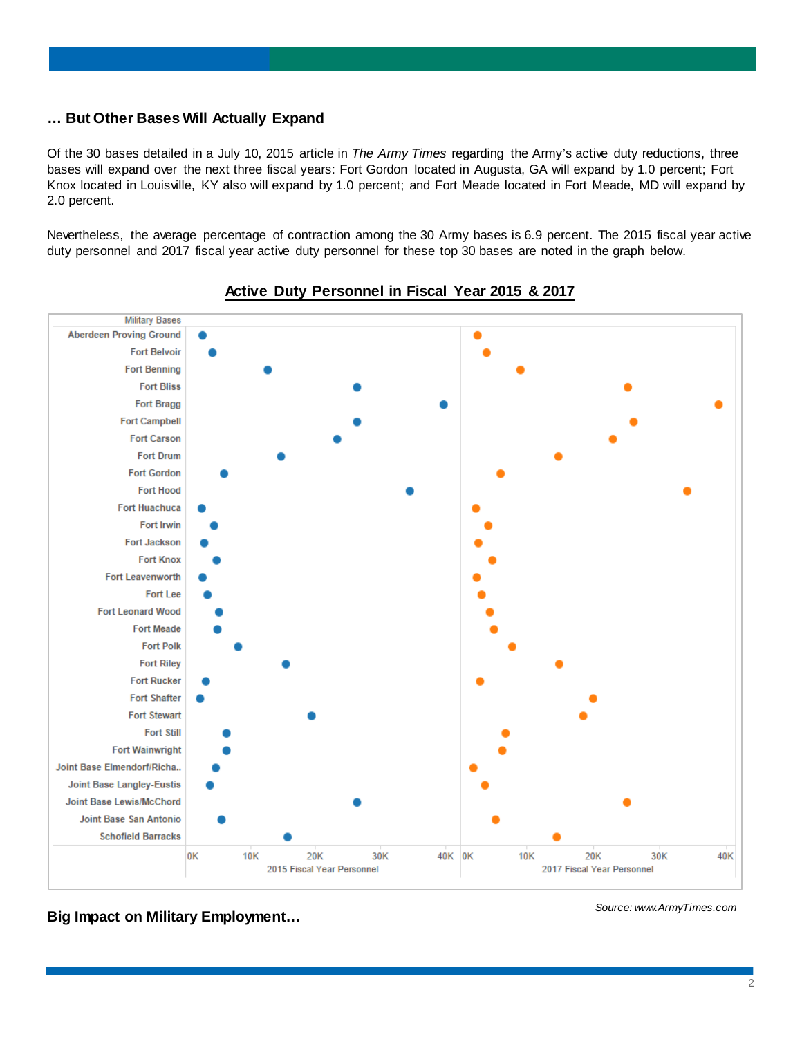### … But Other Bases Will Actually Expand

Of the 30 bases detailed in a July 10, 2015 article in *The Army Times* regarding the Army's active duty reductions, three bases will expand over the next three fiscal years: Fort Gordon located in Augusta, GA will expand by 1.0 percent; Fort Knox located in Louisville, KY also will expand by 1.0 percent; and Fort Meade located in Fort Meade, MD will expand by 2.0 percent.

Nevertheless, the average percentage of contraction among the 30 Army bases is 6.9 percent. The 2015 fiscal year active duty personnel and 2017 fiscal year active duty personnel for these top 30 bases are noted in the graph below.

**Active Duty Personnel in Fiscal Year 2015 & 2017**

Military Bases: Aberdeen Proving Ground, Fort Belvoir, Fort Benning, Fort Bliss, Fort Bragg, Fort Campbell, Fort Carson, Fort Drum, Fort Gordon, Fort Hood, Fort Huachuca, Fort Irwin, Fort Jackson, Fort Knox, Fort Leavenworth, Fort Lee, Fort Leonard Wood, Fort Meade, Fort Polk, Fort Riley, Fort Rucker, Fort Shafter, Fort Stewart, Fort Still, Fort Wainwright, Joint Base Elmendorf/Richa.., Joint Base Langley-Eustis, Joint Base Lewis/McChord, Joint Base San Antonio, Schofield Barracks

2015 Fiscal Year Personnel (0K–40K) | 2017 Fiscal Year Personnel (0K–40K)

*Source: www.ArmyTimes.com*

### Big Impact on Military Employment…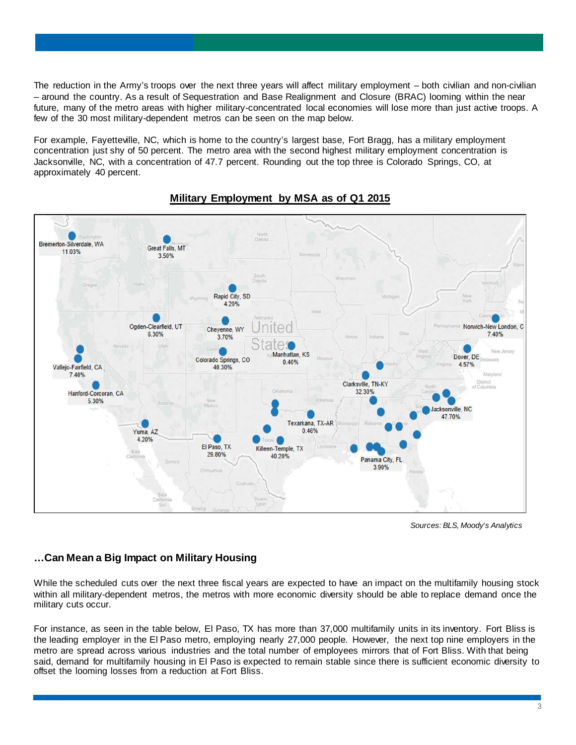The reduction in the Army's troops over the next three years will affect military employment – both civilian and non-civilian – around the country. As a result of Sequestration and Base Realignment and Closure (BRAC) looming within the near future, many of the metro areas with higher military-concentrated local economies will lose more than just active troops. A few of the 30 most military-dependent metros can be seen on the map below.

For example, Fayetteville, NC, which is home to the country's largest base, Fort Bragg, has a military employment concentration just shy of 50 percent. The metro area with the second highest military employment concentration is Jacksonville, NC, with a concentration of 47.7 percent. Rounding out the top three is Colorado Springs, CO, at approximately 40 percent.

**Military Employment by MSA as of Q1 2015**

Bremerton-Silverdale, WA 11.03%
Great Falls, MT 3.50%
Rapid City, SD 4.20%
Ogden-Clearfield, UT 6.30%
Cheyenne, WY 3.70%
Norwich-New London, C 7.40%
Manhattan, KS 0.40%
Colorado Springs, CO 40.30%
Dover, DE 4.57%
Vallejo-Fairfield, CA 7.40%
Clarksville, TN-KY 32.30%
Hanford-Corcoran, CA 5.30%
Jacksonville, NC 47.70%
Texarkana, TX-AR 0.46%
Yuma, AZ 4.20%
El Paso, TX 29.80%
Killeen-Temple, TX 40.20%
Panama City, FL 3.90%

*Sources: BLS, Moody's Analytics*

## …Can Mean a Big Impact on Military Housing

While the scheduled cuts over the next three fiscal years are expected to have an impact on the multifamily housing stock within all military-dependent metros, the metros with more economic diversity should be able to replace demand once the military cuts occur.

For instance, as seen in the table below, El Paso, TX has more than 37,000 multifamily units in its inventory. Fort Bliss is the leading employer in the El Paso metro, employing nearly 27,000 people. However, the next top nine employers in the metro are spread across various industries and the total number of employees mirrors that of Fort Bliss. With that being said, demand for multifamily housing in El Paso is expected to remain stable since there is sufficient economic diversity to offset the looming losses from a reduction at Fort Bliss.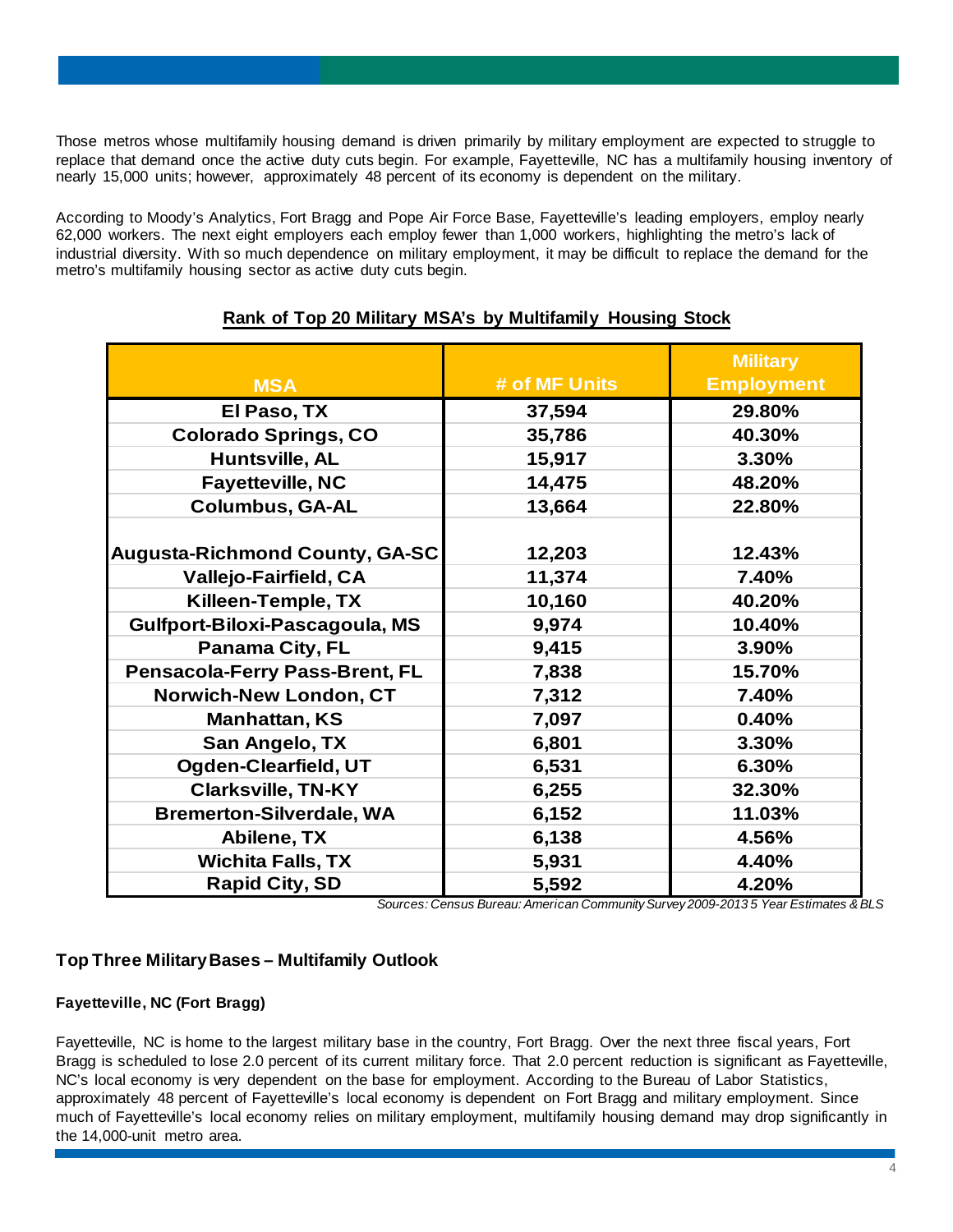Those metros whose multifamily housing demand is driven primarily by military employment are expected to struggle to replace that demand once the active duty cuts begin. For example, Fayetteville, NC has a multifamily housing inventory of nearly 15,000 units; however, approximately 48 percent of its economy is dependent on the military.

According to Moody's Analytics, Fort Bragg and Pope Air Force Base, Fayetteville's leading employers, employ nearly 62,000 workers. The next eight employers each employ fewer than 1,000 workers, highlighting the metro's lack of industrial diversity. With so much dependence on military employment, it may be difficult to replace the demand for the metro's multifamily housing sector as active duty cuts begin.

**Rank of Top 20 Military MSA's by Multifamily Housing Stock**

| MSA | # of MF Units | Military Employment |
|---|---|---|
| El Paso, TX | 37,594 | 29.80% |
| Colorado Springs, CO | 35,786 | 40.30% |
| Huntsville, AL | 15,917 | 3.30% |
| Fayetteville, NC | 14,475 | 48.20% |
| Columbus, GA-AL | 13,664 | 22.80% |
| Augusta-Richmond County, GA-SC | 12,203 | 12.43% |
| Vallejo-Fairfield, CA | 11,374 | 7.40% |
| Killeen-Temple, TX | 10,160 | 40.20% |
| Gulfport-Biloxi-Pascagoula, MS | 9,974 | 10.40% |
| Panama City, FL | 9,415 | 3.90% |
| Pensacola-Ferry Pass-Brent, FL | 7,838 | 15.70% |
| Norwich-New London, CT | 7,312 | 7.40% |
| Manhattan, KS | 7,097 | 0.40% |
| San Angelo, TX | 6,801 | 3.30% |
| Ogden-Clearfield, UT | 6,531 | 6.30% |
| Clarksville, TN-KY | 6,255 | 32.30% |
| Bremerton-Silverdale, WA | 6,152 | 11.03% |
| Abilene, TX | 6,138 | 4.56% |
| Wichita Falls, TX | 5,931 | 4.40% |
| Rapid City, SD | 5,592 | 4.20% |

*Sources: Census Bureau: American Community Survey 2009-2013 5 Year Estimates & BLS*

## Top Three Military Bases – Multifamily Outlook

### Fayetteville, NC (Fort Bragg)

Fayetteville, NC is home to the largest military base in the country, Fort Bragg. Over the next three fiscal years, Fort Bragg is scheduled to lose 2.0 percent of its current military force. That 2.0 percent reduction is significant as Fayetteville, NC's local economy is very dependent on the base for employment. According to the Bureau of Labor Statistics, approximately 48 percent of Fayetteville's local economy is dependent on Fort Bragg and military employment. Since much of Fayetteville's local economy relies on military employment, multifamily housing demand may drop significantly in the 14,000-unit metro area.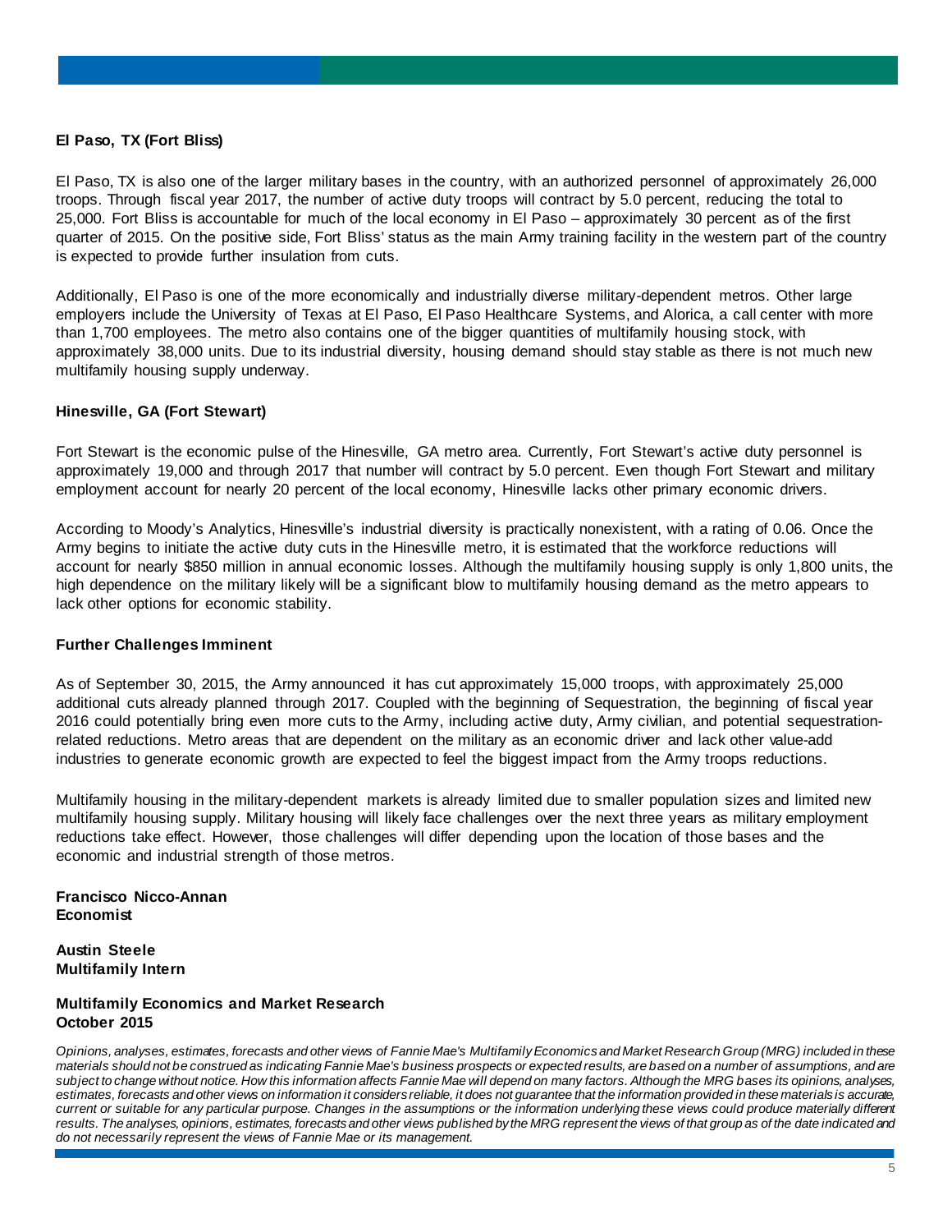**El Paso, TX (Fort Bliss)**

El Paso, TX is also one of the larger military bases in the country, with an authorized personnel of approximately 26,000 troops. Through fiscal year 2017, the number of active duty troops will contract by 5.0 percent, reducing the total to 25,000. Fort Bliss is accountable for much of the local economy in El Paso – approximately 30 percent as of the first quarter of 2015. On the positive side, Fort Bliss' status as the main Army training facility in the western part of the country is expected to provide further insulation from cuts.

Additionally, El Paso is one of the more economically and industrially diverse military-dependent metros. Other large employers include the University of Texas at El Paso, El Paso Healthcare Systems, and Alorica, a call center with more than 1,700 employees. The metro also contains one of the bigger quantities of multifamily housing stock, with approximately 38,000 units. Due to its industrial diversity, housing demand should stay stable as there is not much new multifamily housing supply underway.

**Hinesville, GA (Fort Stewart)**

Fort Stewart is the economic pulse of the Hinesville, GA metro area. Currently, Fort Stewart's active duty personnel is approximately 19,000 and through 2017 that number will contract by 5.0 percent. Even though Fort Stewart and military employment account for nearly 20 percent of the local economy, Hinesville lacks other primary economic drivers.

According to Moody's Analytics, Hinesville's industrial diversity is practically nonexistent, with a rating of 0.06. Once the Army begins to initiate the active duty cuts in the Hinesville metro, it is estimated that the workforce reductions will account for nearly $850 million in annual economic losses. Although the multifamily housing supply is only 1,800 units, the high dependence on the military likely will be a significant blow to multifamily housing demand as the metro appears to lack other options for economic stability.

**Further Challenges Imminent**

As of September 30, 2015, the Army announced it has cut approximately 15,000 troops, with approximately 25,000 additional cuts already planned through 2017. Coupled with the beginning of Sequestration, the beginning of fiscal year 2016 could potentially bring even more cuts to the Army, including active duty, Army civilian, and potential sequestration-related reductions. Metro areas that are dependent on the military as an economic driver and lack other value-add industries to generate economic growth are expected to feel the biggest impact from the Army troops reductions.

Multifamily housing in the military-dependent markets is already limited due to smaller population sizes and limited new multifamily housing supply. Military housing will likely face challenges over the next three years as military employment reductions take effect. However, those challenges will differ depending upon the location of those bases and the economic and industrial strength of those metros.

**Francisco Nicco-Annan**
**Economist**

**Austin Steele**
**Multifamily Intern**

**Multifamily Economics and Market Research**
**October 2015**

*Opinions, analyses, estimates, forecasts and other views of Fannie Mae's Multifamily Economics and Market Research Group (MRG) included in these materials should not be construed as indicating Fannie Mae's business prospects or expected results, are based on a number of assumptions, and are subject to change without notice. How this information affects Fannie Mae will depend on many factors. Although the MRG bases its opinions, analyses, estimates, forecasts and other views on information it considers reliable, it does not guarantee that the information provided in these materials is accurate, current or suitable for any particular purpose. Changes in the assumptions or the information underlying these views could produce materially different results. The analyses, opinions, estimates, forecasts and other views published by the MRG represent the views of that group as of the date indicated and do not necessarily represent the views of Fannie Mae or its management.*